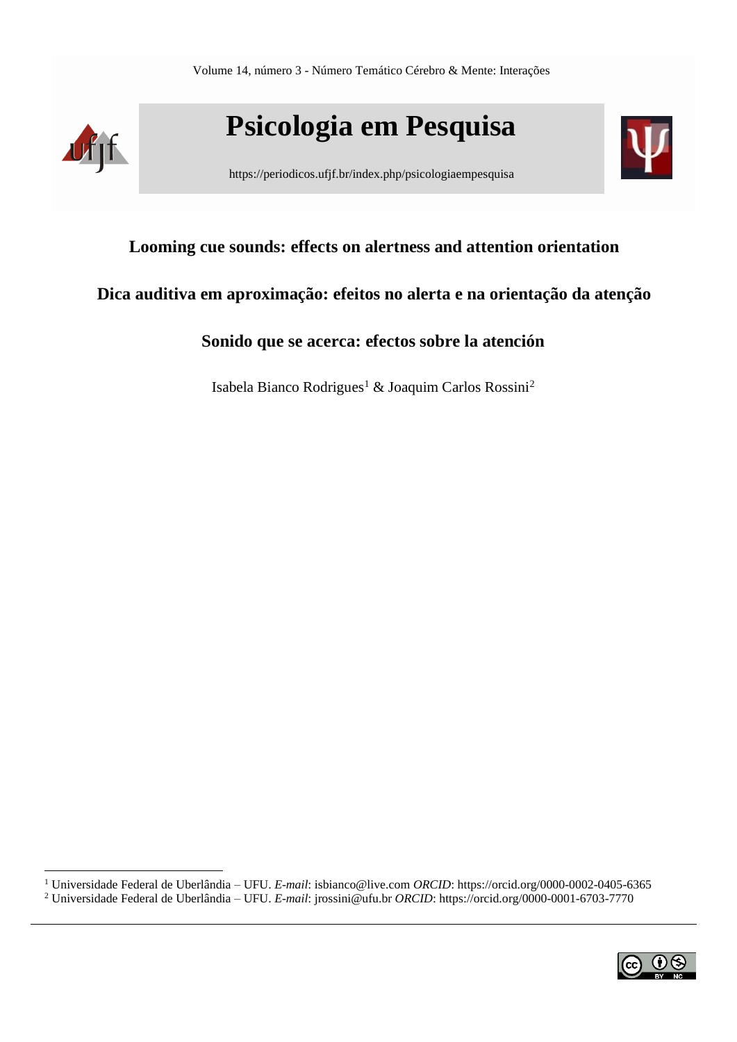# Looming cue sounds: effects on alertness and attention orientation

# Dica auditiva em aproximação: efeitos no alerta e na orientação da atenção

# Sonido que se acerca: efectos sobre la atención

Isabela Bianco Rodrigues[1] & Joaquim Carlos Rossini[2]

---

[1] Universidade Federal de Uberlândia – UFU. *E-mail*: isbianco@live.com *ORCID*: https://orcid.org/0000-0002-0405-6365

[2] Universidade Federal de Uberlândia – UFU. *E-mail*: jrossini@ufu.br *ORCID*: https://orcid.org/0000-0001-6703-7770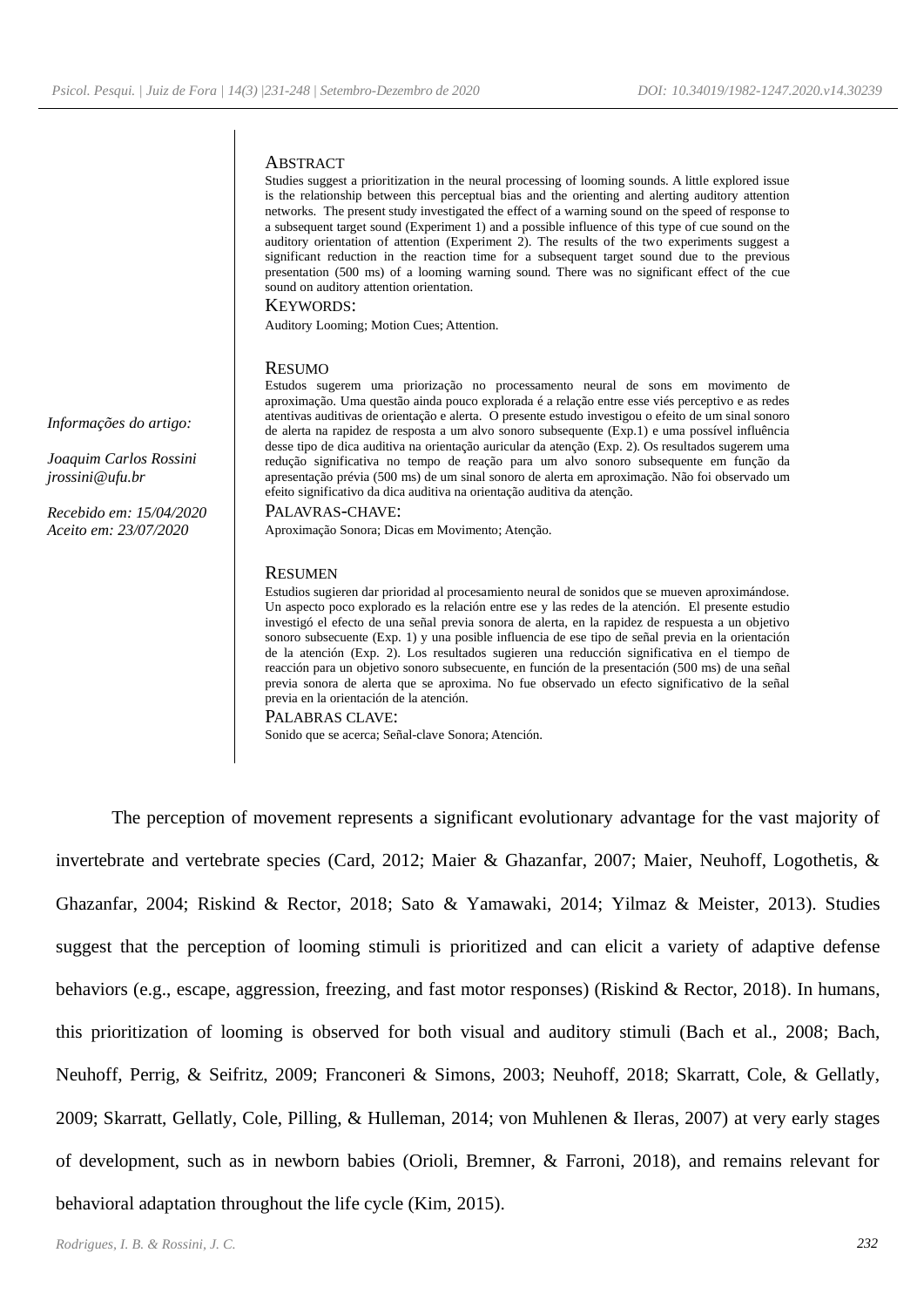Informações do artigo:

Joaquim Carlos Rossini
jrossini@ufu.br

Recebido em: 15/04/2020
Aceito em: 23/07/2020

## Abstract

Studies suggest a prioritization in the neural processing of looming sounds. A little explored issue is the relationship between this perceptual bias and the orienting and alerting auditory attention networks. The present study investigated the effect of a warning sound on the speed of response to a subsequent target sound (Experiment 1) and a possible influence of this type of cue sound on the auditory orientation of attention (Experiment 2). The results of the two experiments suggest a significant reduction in the reaction time for a subsequent target sound due to the previous presentation (500 ms) of a looming warning sound. There was no significant effect of the cue sound on auditory attention orientation.

**Keywords:**
Auditory Looming; Motion Cues; Attention.

## Resumo

Estudos sugerem uma priorização no processamento neural de sons em movimento de aproximação. Uma questão ainda pouco explorada é a relação entre esse viés perceptivo e as redes atentivas auditivas de orientação e alerta. O presente estudo investigou o efeito de um sinal sonoro de alerta na rapidez de resposta a um alvo sonoro subsequente (Exp.1) e uma possível influência desse tipo de dica auditiva na orientação auricular da atenção (Exp. 2). Os resultados sugerem uma redução significativa no tempo de reação para um alvo sonoro subsequente em função da apresentação prévia (500 ms) de um sinal sonoro de alerta em aproximação. Não foi observado um efeito significativo da dica auditiva na orientação auditiva da atenção.

**Palavras-chave:**
Aproximação Sonora; Dicas em Movimento; Atenção.

## Resumen

Estudios sugieren dar prioridad al procesamiento neural de sonidos que se mueven aproximándose. Un aspecto poco explorado es la relación entre ese y las redes de la atención. El presente estudio investigó el efecto de una señal previa sonora de alerta, en la rapidez de respuesta a un objetivo sonoro subsecuente (Exp. 1) y una posible influencia de ese tipo de señal previa en la orientación de la atención (Exp. 2). Los resultados sugieren una reducción significativa en el tiempo de reacción para un objetivo sonoro subsecuente, en función de la presentación (500 ms) de una señal previa sonora de alerta que se aproxima. No fue observado un efecto significativo de la señal previa en la orientación de la atención.

**Palabras clave:**
Sonido que se acerca; Señal-clave Sonora; Atención.

The perception of movement represents a significant evolutionary advantage for the vast majority of invertebrate and vertebrate species (Card, 2012; Maier & Ghazanfar, 2007; Maier, Neuhoff, Logothetis, & Ghazanfar, 2004; Riskind & Rector, 2018; Sato & Yamawaki, 2014; Yilmaz & Meister, 2013). Studies suggest that the perception of looming stimuli is prioritized and can elicit a variety of adaptive defense behaviors (e.g., escape, aggression, freezing, and fast motor responses) (Riskind & Rector, 2018). In humans, this prioritization of looming is observed for both visual and auditory stimuli (Bach et al., 2008; Bach, Neuhoff, Perrig, & Seifritz, 2009; Franconeri & Simons, 2003; Neuhoff, 2018; Skarratt, Cole, & Gellatly, 2009; Skarratt, Gellatly, Cole, Pilling, & Hulleman, 2014; von Muhlenen & Ileras, 2007) at very early stages of development, such as in newborn babies (Orioli, Bremner, & Farroni, 2018), and remains relevant for behavioral adaptation throughout the life cycle (Kim, 2015).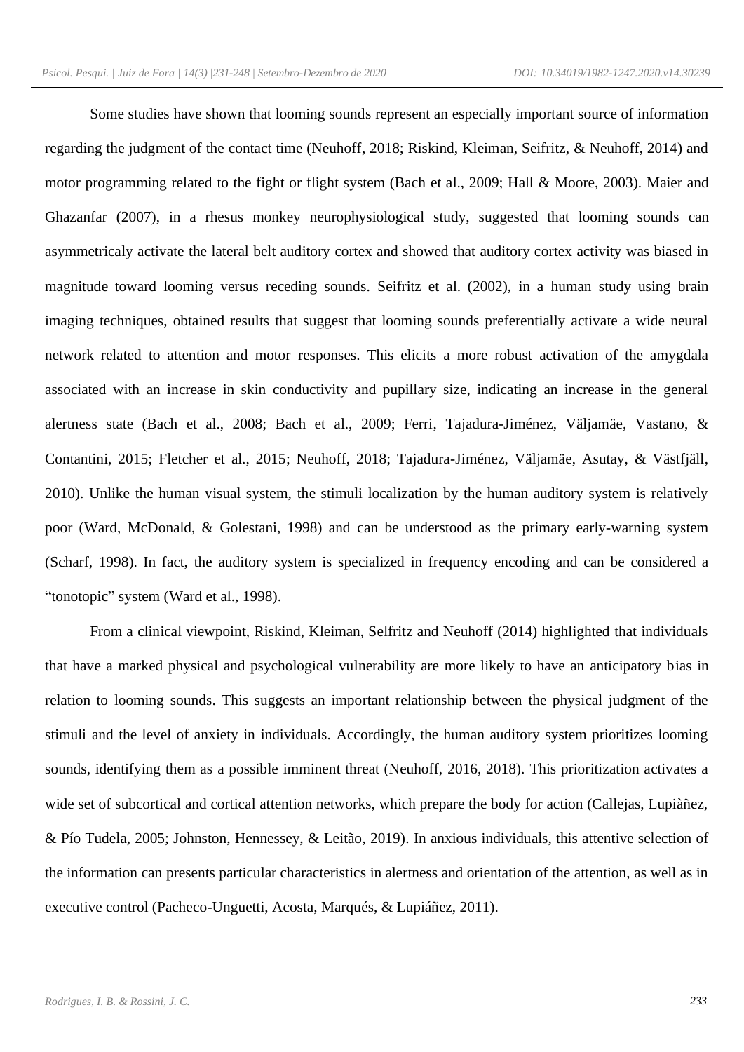Some studies have shown that looming sounds represent an especially important source of information regarding the judgment of the contact time (Neuhoff, 2018; Riskind, Kleiman, Seifritz, & Neuhoff, 2014) and motor programming related to the fight or flight system (Bach et al., 2009; Hall & Moore, 2003). Maier and Ghazanfar (2007), in a rhesus monkey neurophysiological study, suggested that looming sounds can asymmetricaly activate the lateral belt auditory cortex and showed that auditory cortex activity was biased in magnitude toward looming versus receding sounds. Seifritz et al. (2002), in a human study using brain imaging techniques, obtained results that suggest that looming sounds preferentially activate a wide neural network related to attention and motor responses. This elicits a more robust activation of the amygdala associated with an increase in skin conductivity and pupillary size, indicating an increase in the general alertness state (Bach et al., 2008; Bach et al., 2009; Ferri, Tajadura-Jiménez, Väljamäe, Vastano, & Contantini, 2015; Fletcher et al., 2015; Neuhoff, 2018; Tajadura-Jiménez, Väljamäe, Asutay, & Västfjäll, 2010). Unlike the human visual system, the stimuli localization by the human auditory system is relatively poor (Ward, McDonald, & Golestani, 1998) and can be understood as the primary early-warning system (Scharf, 1998). In fact, the auditory system is specialized in frequency encoding and can be considered a "tonotopic" system (Ward et al., 1998).

From a clinical viewpoint, Riskind, Kleiman, Selfritz and Neuhoff (2014) highlighted that individuals that have a marked physical and psychological vulnerability are more likely to have an anticipatory bias in relation to looming sounds. This suggests an important relationship between the physical judgment of the stimuli and the level of anxiety in individuals. Accordingly, the human auditory system prioritizes looming sounds, identifying them as a possible imminent threat (Neuhoff, 2016, 2018). This prioritization activates a wide set of subcortical and cortical attention networks, which prepare the body for action (Callejas, Lupiàñez, & Pío Tudela, 2005; Johnston, Hennessey, & Leitão, 2019). In anxious individuals, this attentive selection of the information can presents particular characteristics in alertness and orientation of the attention, as well as in executive control (Pacheco-Unguetti, Acosta, Marqués, & Lupiáñez, 2011).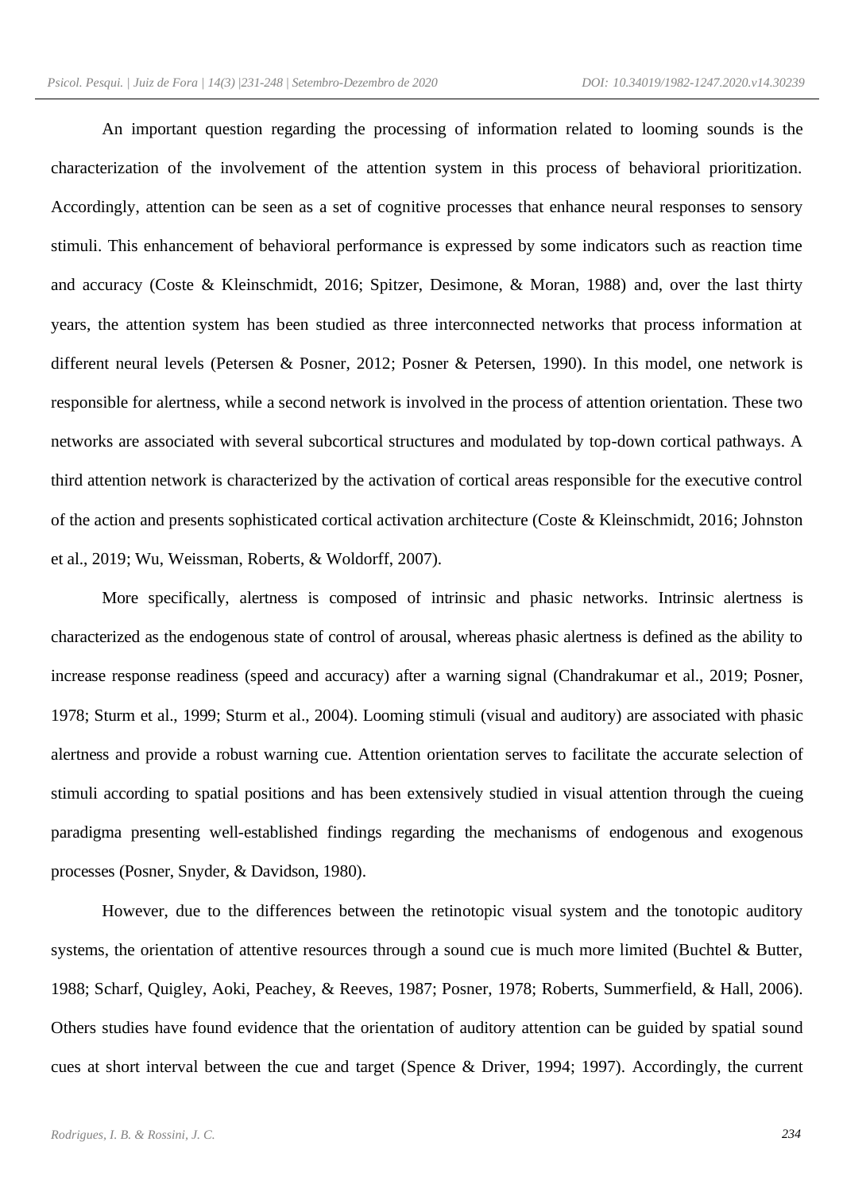An important question regarding the processing of information related to looming sounds is the characterization of the involvement of the attention system in this process of behavioral prioritization. Accordingly, attention can be seen as a set of cognitive processes that enhance neural responses to sensory stimuli. This enhancement of behavioral performance is expressed by some indicators such as reaction time and accuracy (Coste & Kleinschmidt, 2016; Spitzer, Desimone, & Moran, 1988) and, over the last thirty years, the attention system has been studied as three interconnected networks that process information at different neural levels (Petersen & Posner, 2012; Posner & Petersen, 1990). In this model, one network is responsible for alertness, while a second network is involved in the process of attention orientation. These two networks are associated with several subcortical structures and modulated by top-down cortical pathways. A third attention network is characterized by the activation of cortical areas responsible for the executive control of the action and presents sophisticated cortical activation architecture (Coste & Kleinschmidt, 2016; Johnston et al., 2019; Wu, Weissman, Roberts, & Woldorff, 2007).

More specifically, alertness is composed of intrinsic and phasic networks. Intrinsic alertness is characterized as the endogenous state of control of arousal, whereas phasic alertness is defined as the ability to increase response readiness (speed and accuracy) after a warning signal (Chandrakumar et al., 2019; Posner, 1978; Sturm et al., 1999; Sturm et al., 2004). Looming stimuli (visual and auditory) are associated with phasic alertness and provide a robust warning cue. Attention orientation serves to facilitate the accurate selection of stimuli according to spatial positions and has been extensively studied in visual attention through the cueing paradigma presenting well-established findings regarding the mechanisms of endogenous and exogenous processes (Posner, Snyder, & Davidson, 1980).

However, due to the differences between the retinotopic visual system and the tonotopic auditory systems, the orientation of attentive resources through a sound cue is much more limited (Buchtel & Butter, 1988; Scharf, Quigley, Aoki, Peachey, & Reeves, 1987; Posner, 1978; Roberts, Summerfield, & Hall, 2006). Others studies have found evidence that the orientation of auditory attention can be guided by spatial sound cues at short interval between the cue and target (Spence & Driver, 1994; 1997). Accordingly, the current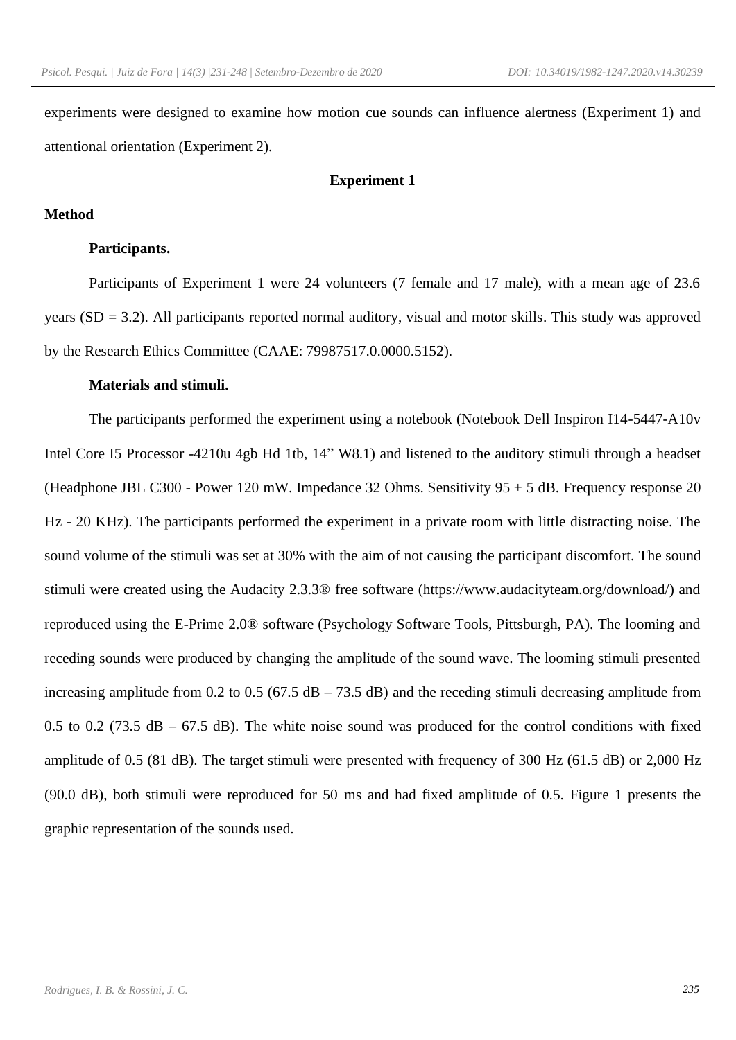experiments were designed to examine how motion cue sounds can influence alertness (Experiment 1) and attentional orientation (Experiment 2).

## Experiment 1

### Method

#### Participants.

Participants of Experiment 1 were 24 volunteers (7 female and 17 male), with a mean age of 23.6 years (SD = 3.2). All participants reported normal auditory, visual and motor skills. This study was approved by the Research Ethics Committee (CAAE: 79987517.0.0000.5152).

#### Materials and stimuli.

The participants performed the experiment using a notebook (Notebook Dell Inspiron I14-5447-A10v Intel Core I5 Processor -4210u 4gb Hd 1tb, 14" W8.1) and listened to the auditory stimuli through a headset (Headphone JBL C300 - Power 120 mW. Impedance 32 Ohms. Sensitivity 95 + 5 dB. Frequency response 20 Hz - 20 KHz). The participants performed the experiment in a private room with little distracting noise. The sound volume of the stimuli was set at 30% with the aim of not causing the participant discomfort. The sound stimuli were created using the Audacity 2.3.3® free software (https://www.audacityteam.org/download/) and reproduced using the E-Prime 2.0® software (Psychology Software Tools, Pittsburgh, PA). The looming and receding sounds were produced by changing the amplitude of the sound wave. The looming stimuli presented increasing amplitude from 0.2 to 0.5 (67.5 dB – 73.5 dB) and the receding stimuli decreasing amplitude from 0.5 to 0.2 (73.5 dB – 67.5 dB). The white noise sound was produced for the control conditions with fixed amplitude of 0.5 (81 dB). The target stimuli were presented with frequency of 300 Hz (61.5 dB) or 2,000 Hz (90.0 dB), both stimuli were reproduced for 50 ms and had fixed amplitude of 0.5. Figure 1 presents the graphic representation of the sounds used.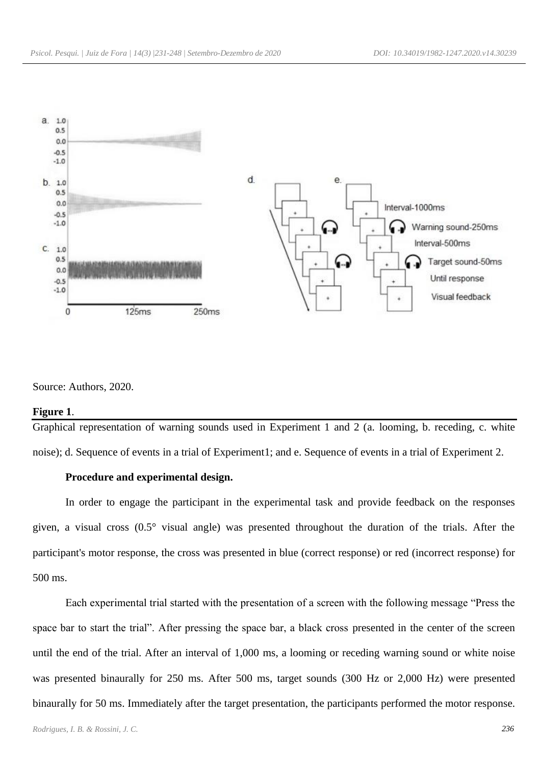Source: Authors, 2020.

**Figure 1**.

Graphical representation of warning sounds used in Experiment 1 and 2 (a. looming, b. receding, c. white noise); d. Sequence of events in a trial of Experiment1; and e. Sequence of events in a trial of Experiment 2.

**Procedure and experimental design.**

In order to engage the participant in the experimental task and provide feedback on the responses given, a visual cross (0.5° visual angle) was presented throughout the duration of the trials. After the participant's motor response, the cross was presented in blue (correct response) or red (incorrect response) for 500 ms.

Each experimental trial started with the presentation of a screen with the following message "Press the space bar to start the trial". After pressing the space bar, a black cross presented in the center of the screen until the end of the trial. After an interval of 1,000 ms, a looming or receding warning sound or white noise was presented binaurally for 250 ms. After 500 ms, target sounds (300 Hz or 2,000 Hz) were presented binaurally for 50 ms. Immediately after the target presentation, the participants performed the motor response.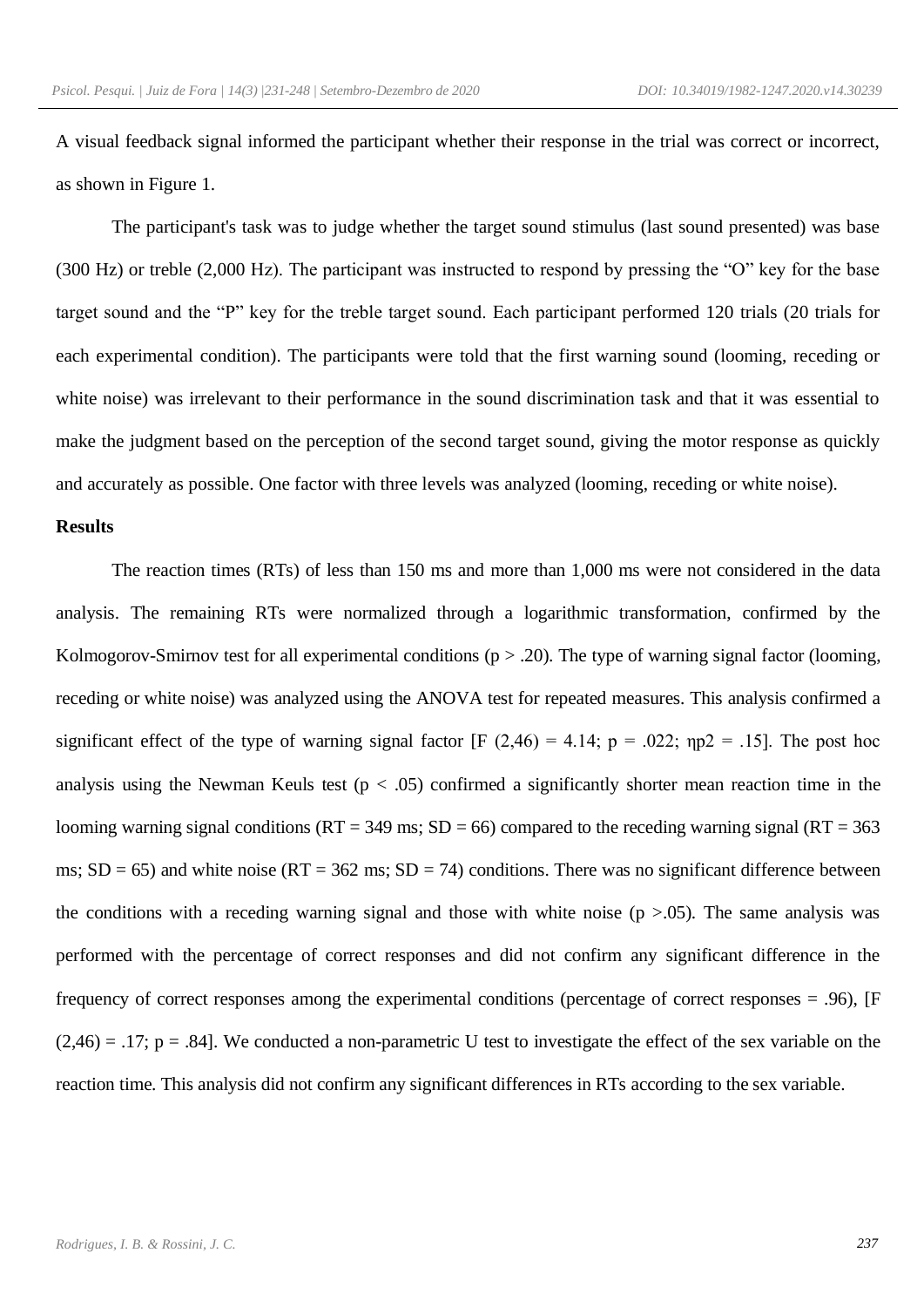A visual feedback signal informed the participant whether their response in the trial was correct or incorrect, as shown in Figure 1.

The participant's task was to judge whether the target sound stimulus (last sound presented) was base (300 Hz) or treble (2,000 Hz). The participant was instructed to respond by pressing the "O" key for the base target sound and the "P" key for the treble target sound. Each participant performed 120 trials (20 trials for each experimental condition). The participants were told that the first warning sound (looming, receding or white noise) was irrelevant to their performance in the sound discrimination task and that it was essential to make the judgment based on the perception of the second target sound, giving the motor response as quickly and accurately as possible. One factor with three levels was analyzed (looming, receding or white noise).

## Results

The reaction times (RTs) of less than 150 ms and more than 1,000 ms were not considered in the data analysis. The remaining RTs were normalized through a logarithmic transformation, confirmed by the Kolmogorov-Smirnov test for all experimental conditions ($p > .20$). The type of warning signal factor (looming, receding or white noise) was analyzed using the ANOVA test for repeated measures. This analysis confirmed a significant effect of the type of warning signal factor [$F(2,46) = 4.14$; $p = .022$; $\eta p2 = .15$]. The post hoc analysis using the Newman Keuls test ($p < .05$) confirmed a significantly shorter mean reaction time in the looming warning signal conditions (RT = 349 ms; SD = 66) compared to the receding warning signal (RT = 363 ms; SD = 65) and white noise (RT = 362 ms; SD = 74) conditions. There was no significant difference between the conditions with a receding warning signal and those with white noise ($p > .05$). The same analysis was performed with the percentage of correct responses and did not confirm any significant difference in the frequency of correct responses among the experimental conditions (percentage of correct responses = .96), [$F(2,46) = .17$; $p = .84$]. We conducted a non-parametric U test to investigate the effect of the sex variable on the reaction time. This analysis did not confirm any significant differences in RTs according to the sex variable.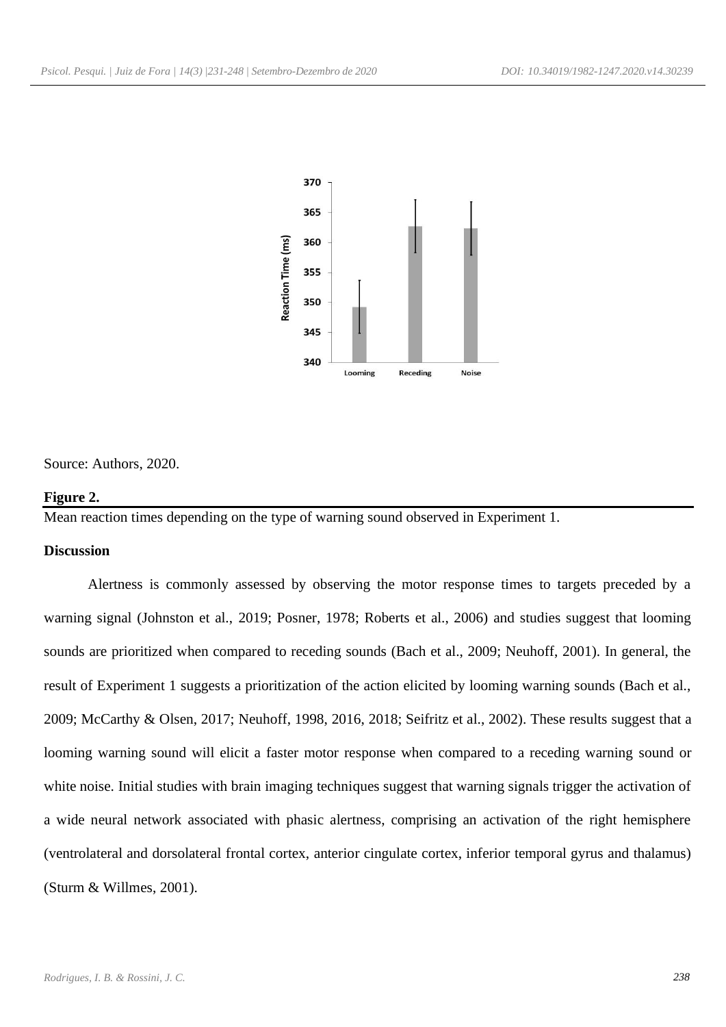Source: Authors, 2020.

**Figure 2.**

Mean reaction times depending on the type of warning sound observed in Experiment 1.

**Discussion**

Alertness is commonly assessed by observing the motor response times to targets preceded by a warning signal (Johnston et al., 2019; Posner, 1978; Roberts et al., 2006) and studies suggest that looming sounds are prioritized when compared to receding sounds (Bach et al., 2009; Neuhoff, 2001). In general, the result of Experiment 1 suggests a prioritization of the action elicited by looming warning sounds (Bach et al., 2009; McCarthy & Olsen, 2017; Neuhoff, 1998, 2016, 2018; Seifritz et al., 2002). These results suggest that a looming warning sound will elicit a faster motor response when compared to a receding warning sound or white noise. Initial studies with brain imaging techniques suggest that warning signals trigger the activation of a wide neural network associated with phasic alertness, comprising an activation of the right hemisphere (ventrolateral and dorsolateral frontal cortex, anterior cingulate cortex, inferior temporal gyrus and thalamus) (Sturm & Willmes, 2001).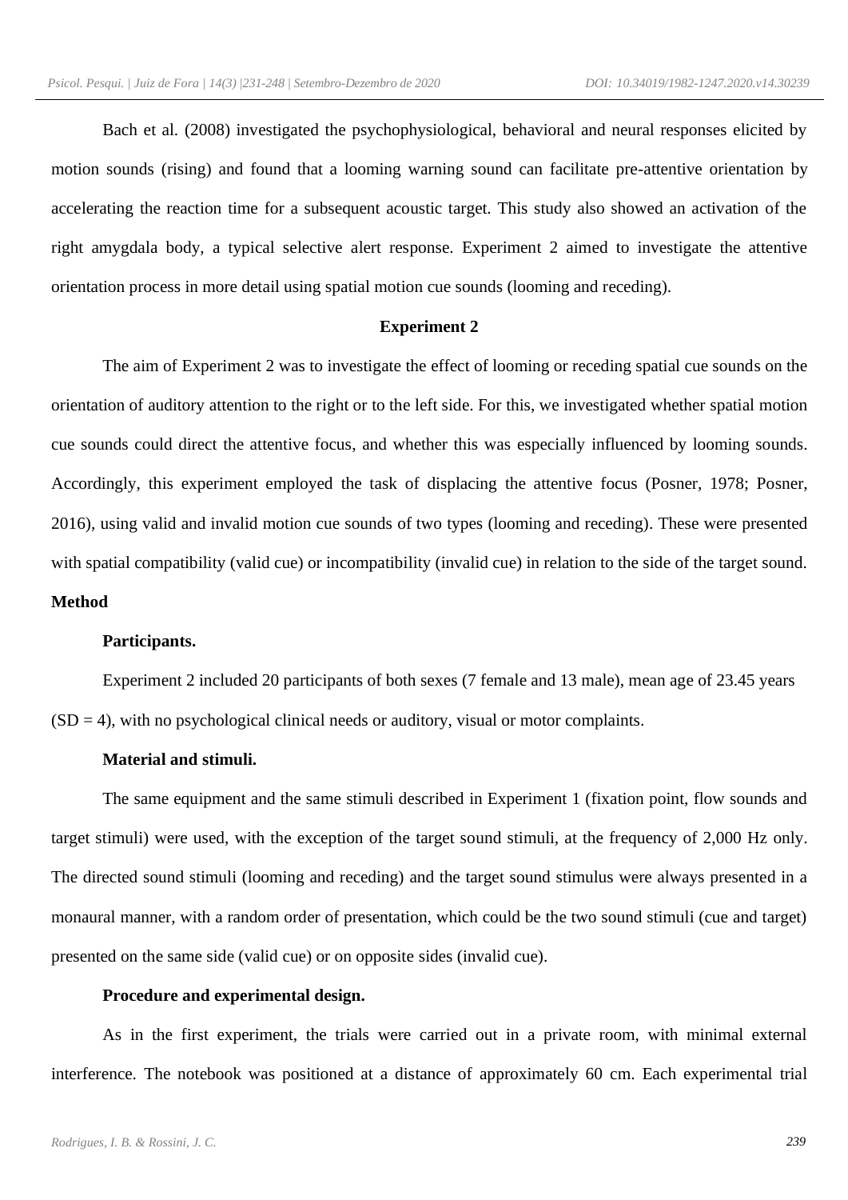Bach et al. (2008) investigated the psychophysiological, behavioral and neural responses elicited by motion sounds (rising) and found that a looming warning sound can facilitate pre-attentive orientation by accelerating the reaction time for a subsequent acoustic target. This study also showed an activation of the right amygdala body, a typical selective alert response. Experiment 2 aimed to investigate the attentive orientation process in more detail using spatial motion cue sounds (looming and receding).

## Experiment 2

The aim of Experiment 2 was to investigate the effect of looming or receding spatial cue sounds on the orientation of auditory attention to the right or to the left side. For this, we investigated whether spatial motion cue sounds could direct the attentive focus, and whether this was especially influenced by looming sounds. Accordingly, this experiment employed the task of displacing the attentive focus (Posner, 1978; Posner, 2016), using valid and invalid motion cue sounds of two types (looming and receding). These were presented with spatial compatibility (valid cue) or incompatibility (invalid cue) in relation to the side of the target sound.

### Method

#### Participants.

Experiment 2 included 20 participants of both sexes (7 female and 13 male), mean age of 23.45 years (SD = 4), with no psychological clinical needs or auditory, visual or motor complaints.

#### Material and stimuli.

The same equipment and the same stimuli described in Experiment 1 (fixation point, flow sounds and target stimuli) were used, with the exception of the target sound stimuli, at the frequency of 2,000 Hz only. The directed sound stimuli (looming and receding) and the target sound stimulus were always presented in a monaural manner, with a random order of presentation, which could be the two sound stimuli (cue and target) presented on the same side (valid cue) or on opposite sides (invalid cue).

#### Procedure and experimental design.

As in the first experiment, the trials were carried out in a private room, with minimal external interference. The notebook was positioned at a distance of approximately 60 cm. Each experimental trial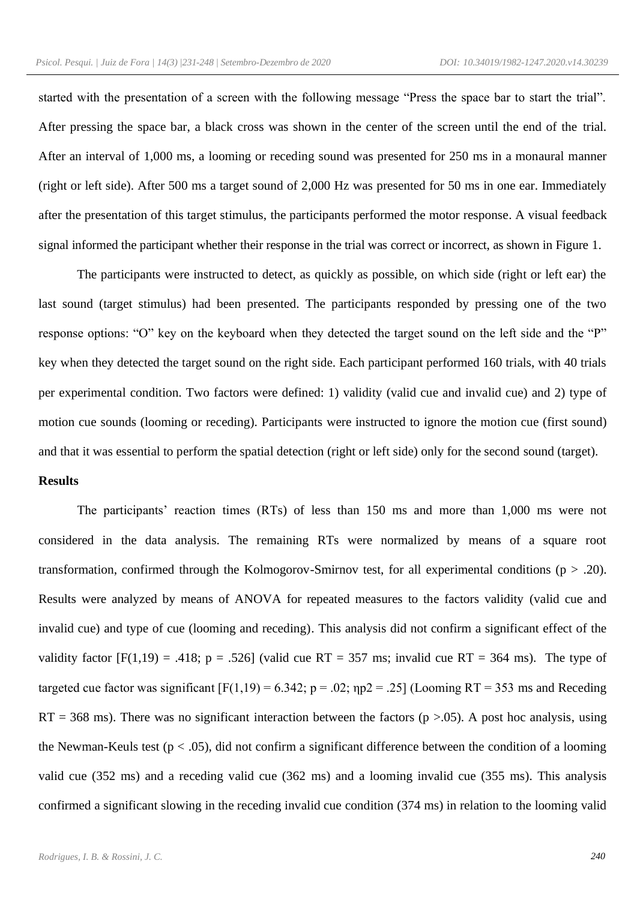started with the presentation of a screen with the following message "Press the space bar to start the trial". After pressing the space bar, a black cross was shown in the center of the screen until the end of the trial. After an interval of 1,000 ms, a looming or receding sound was presented for 250 ms in a monaural manner (right or left side). After 500 ms a target sound of 2,000 Hz was presented for 50 ms in one ear. Immediately after the presentation of this target stimulus, the participants performed the motor response. A visual feedback signal informed the participant whether their response in the trial was correct or incorrect, as shown in Figure 1.

The participants were instructed to detect, as quickly as possible, on which side (right or left ear) the last sound (target stimulus) had been presented. The participants responded by pressing one of the two response options: "O" key on the keyboard when they detected the target sound on the left side and the "P" key when they detected the target sound on the right side. Each participant performed 160 trials, with 40 trials per experimental condition. Two factors were defined: 1) validity (valid cue and invalid cue) and 2) type of motion cue sounds (looming or receding). Participants were instructed to ignore the motion cue (first sound) and that it was essential to perform the spatial detection (right or left side) only for the second sound (target).

**Results**

The participants' reaction times (RTs) of less than 150 ms and more than 1,000 ms were not considered in the data analysis. The remaining RTs were normalized by means of a square root transformation, confirmed through the Kolmogorov-Smirnov test, for all experimental conditions ($p > .20$). Results were analyzed by means of ANOVA for repeated measures to the factors validity (valid cue and invalid cue) and type of cue (looming and receding). This analysis did not confirm a significant effect of the validity factor [$F(1,19) = .418$; $p = .526$] (valid cue RT = 357 ms; invalid cue RT = 364 ms). The type of targeted cue factor was significant [$F(1,19) = 6.342$; $p = .02$; $\eta p2 = .25$] (Looming RT = 353 ms and Receding RT = 368 ms). There was no significant interaction between the factors ($p > .05$). A post hoc analysis, using the Newman-Keuls test ($p < .05$), did not confirm a significant difference between the condition of a looming valid cue (352 ms) and a receding valid cue (362 ms) and a looming invalid cue (355 ms). This analysis confirmed a significant slowing in the receding invalid cue condition (374 ms) in relation to the looming valid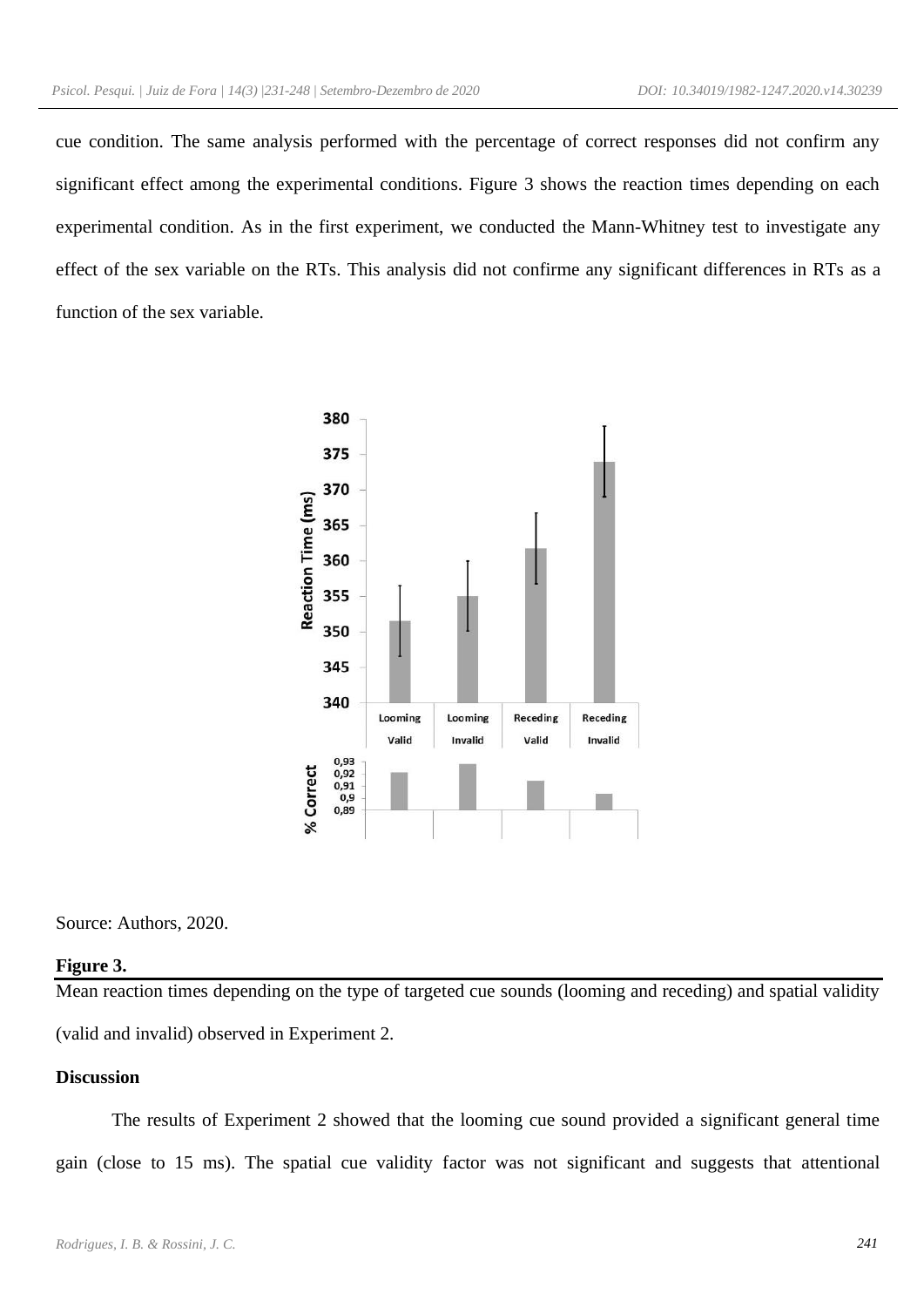cue condition. The same analysis performed with the percentage of correct responses did not confirm any significant effect among the experimental conditions. Figure 3 shows the reaction times depending on each experimental condition. As in the first experiment, we conducted the Mann-Whitney test to investigate any effect of the sex variable on the RTs. This analysis did not confirme any significant differences in RTs as a function of the sex variable.

Source: Authors, 2020.

**Figure 3.**

Mean reaction times depending on the type of targeted cue sounds (looming and receding) and spatial validity (valid and invalid) observed in Experiment 2.

**Discussion**

The results of Experiment 2 showed that the looming cue sound provided a significant general time gain (close to 15 ms). The spatial cue validity factor was not significant and suggests that attentional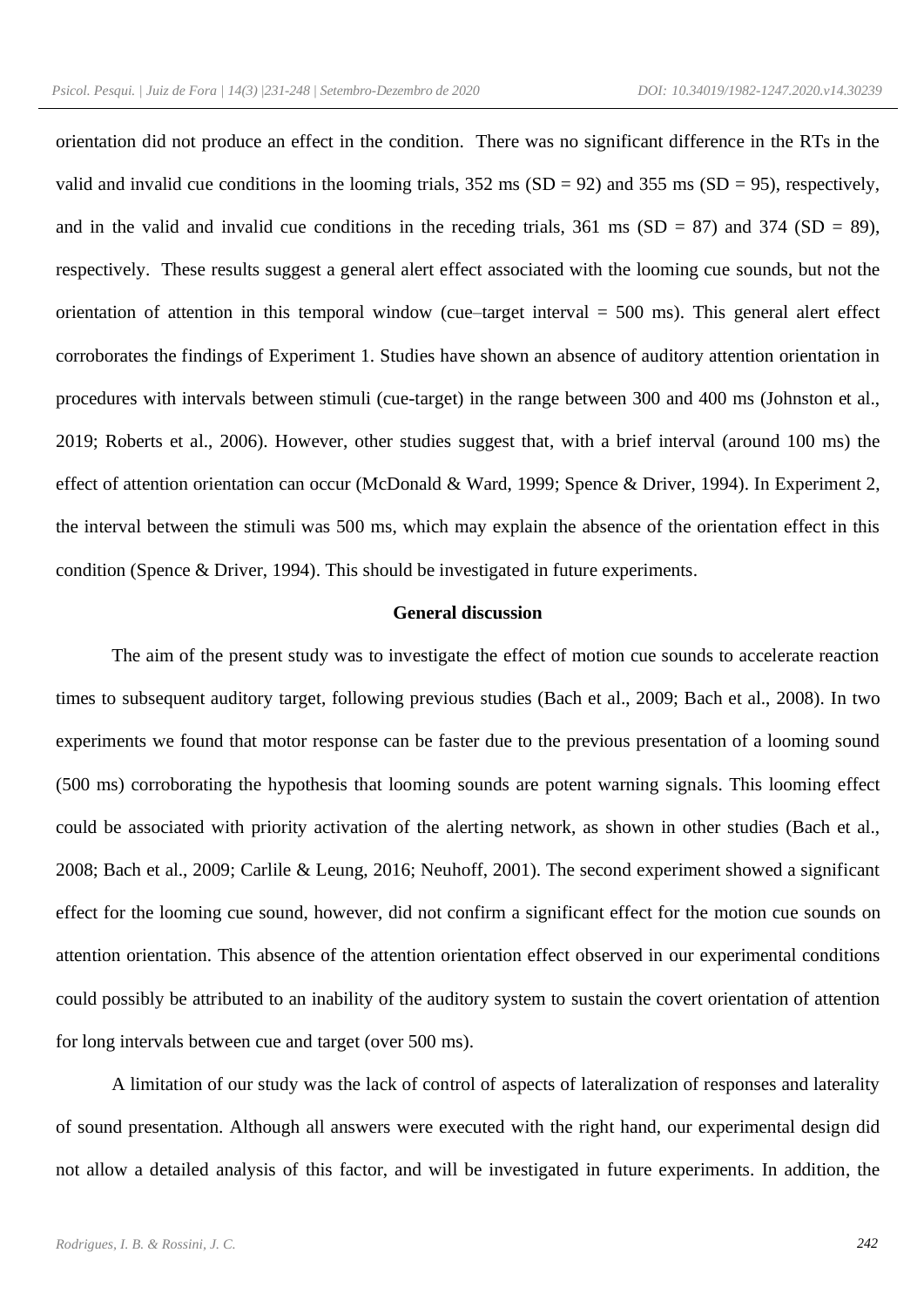orientation did not produce an effect in the condition. There was no significant difference in the RTs in the valid and invalid cue conditions in the looming trials, 352 ms (SD = 92) and 355 ms (SD = 95), respectively, and in the valid and invalid cue conditions in the receding trials, 361 ms (SD = 87) and 374 (SD = 89), respectively. These results suggest a general alert effect associated with the looming cue sounds, but not the orientation of attention in this temporal window (cue–target interval = 500 ms). This general alert effect corroborates the findings of Experiment 1. Studies have shown an absence of auditory attention orientation in procedures with intervals between stimuli (cue-target) in the range between 300 and 400 ms (Johnston et al., 2019; Roberts et al., 2006). However, other studies suggest that, with a brief interval (around 100 ms) the effect of attention orientation can occur (McDonald & Ward, 1999; Spence & Driver, 1994). In Experiment 2, the interval between the stimuli was 500 ms, which may explain the absence of the orientation effect in this condition (Spence & Driver, 1994). This should be investigated in future experiments.

## General discussion

The aim of the present study was to investigate the effect of motion cue sounds to accelerate reaction times to subsequent auditory target, following previous studies (Bach et al., 2009; Bach et al., 2008). In two experiments we found that motor response can be faster due to the previous presentation of a looming sound (500 ms) corroborating the hypothesis that looming sounds are potent warning signals. This looming effect could be associated with priority activation of the alerting network, as shown in other studies (Bach et al., 2008; Bach et al., 2009; Carlile & Leung, 2016; Neuhoff, 2001). The second experiment showed a significant effect for the looming cue sound, however, did not confirm a significant effect for the motion cue sounds on attention orientation. This absence of the attention orientation effect observed in our experimental conditions could possibly be attributed to an inability of the auditory system to sustain the covert orientation of attention for long intervals between cue and target (over 500 ms).

A limitation of our study was the lack of control of aspects of lateralization of responses and laterality of sound presentation. Although all answers were executed with the right hand, our experimental design did not allow a detailed analysis of this factor, and will be investigated in future experiments. In addition, the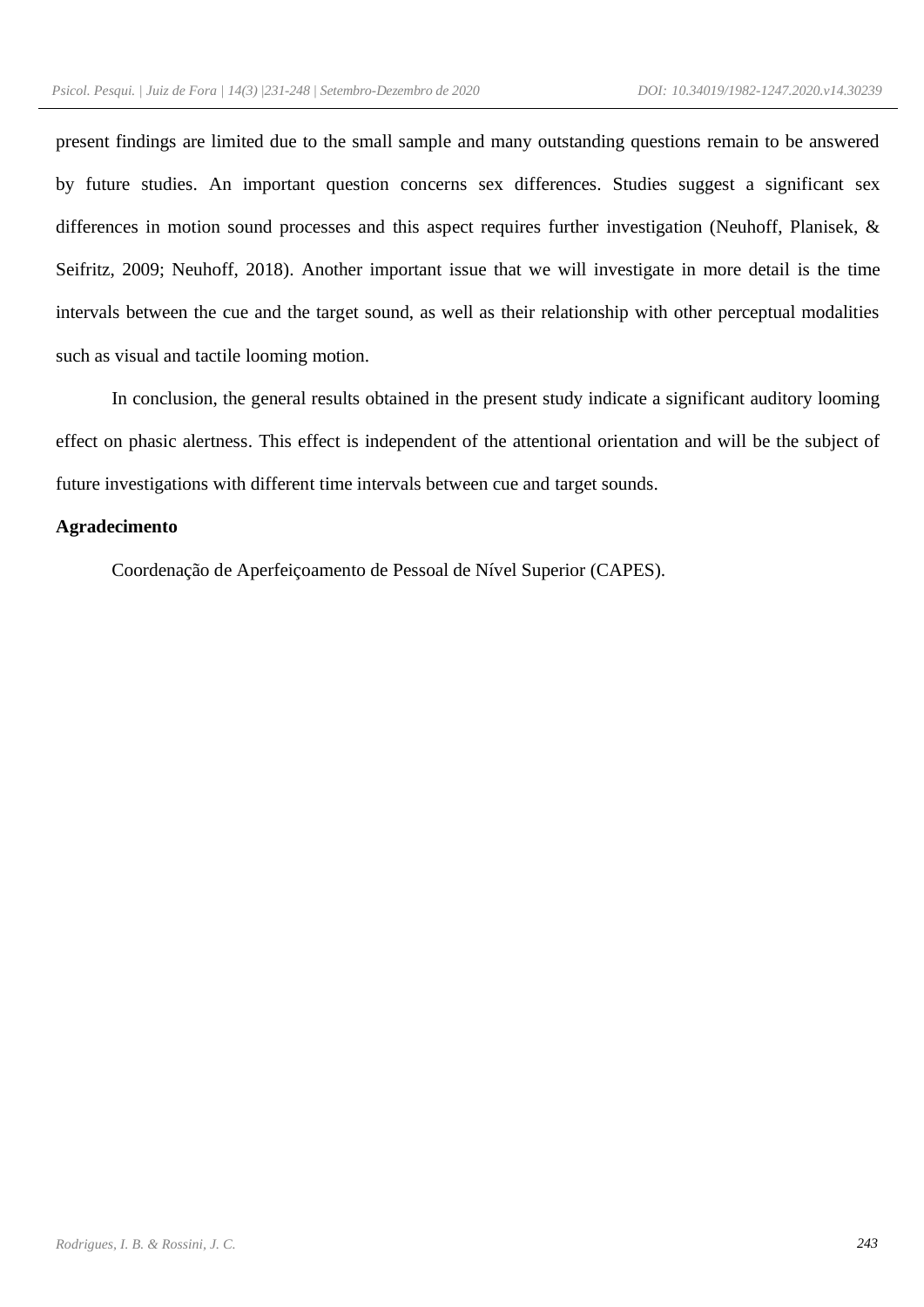present findings are limited due to the small sample and many outstanding questions remain to be answered by future studies. An important question concerns sex differences. Studies suggest a significant sex differences in motion sound processes and this aspect requires further investigation (Neuhoff, Planisek, & Seifritz, 2009; Neuhoff, 2018). Another important issue that we will investigate in more detail is the time intervals between the cue and the target sound, as well as their relationship with other perceptual modalities such as visual and tactile looming motion.

In conclusion, the general results obtained in the present study indicate a significant auditory looming effect on phasic alertness. This effect is independent of the attentional orientation and will be the subject of future investigations with different time intervals between cue and target sounds.

**Agradecimento**

Coordenação de Aperfeiçoamento de Pessoal de Nível Superior (CAPES).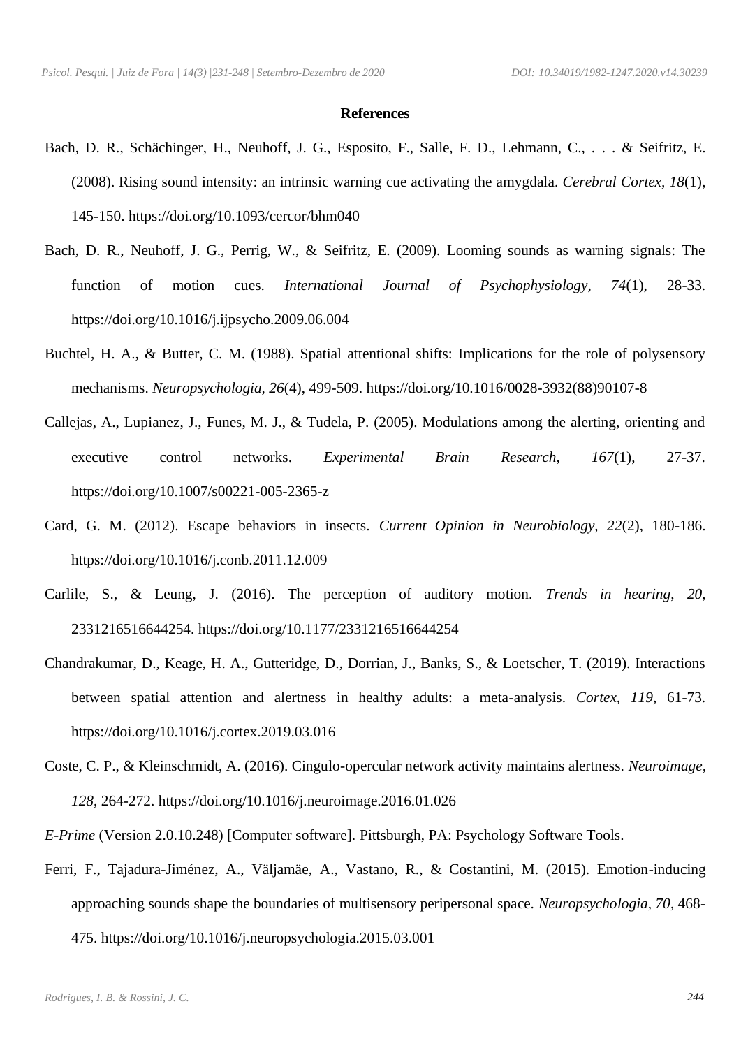**References**

Bach, D. R., Schächinger, H., Neuhoff, J. G., Esposito, F., Salle, F. D., Lehmann, C., . . . & Seifritz, E. (2008). Rising sound intensity: an intrinsic warning cue activating the amygdala. *Cerebral Cortex*, *18*(1), 145-150. https://doi.org/10.1093/cercor/bhm040

Bach, D. R., Neuhoff, J. G., Perrig, W., & Seifritz, E. (2009). Looming sounds as warning signals: The function of motion cues. *International Journal of Psychophysiology*, *74*(1), 28-33. https://doi.org/10.1016/j.ijpsycho.2009.06.004

Buchtel, H. A., & Butter, C. M. (1988). Spatial attentional shifts: Implications for the role of polysensory mechanisms. *Neuropsychologia*, *26*(4), 499-509. https://doi.org/10.1016/0028-3932(88)90107-8

Callejas, A., Lupianez, J., Funes, M. J., & Tudela, P. (2005). Modulations among the alerting, orienting and executive control networks. *Experimental Brain Research*, *167*(1), 27-37. https://doi.org/10.1007/s00221-005-2365-z

Card, G. M. (2012). Escape behaviors in insects. *Current Opinion in Neurobiology*, *22*(2), 180-186. https://doi.org/10.1016/j.conb.2011.12.009

Carlile, S., & Leung, J. (2016). The perception of auditory motion. *Trends in hearing*, *20*, 2331216516644254. https://doi.org/10.1177/2331216516644254

Chandrakumar, D., Keage, H. A., Gutteridge, D., Dorrian, J., Banks, S., & Loetscher, T. (2019). Interactions between spatial attention and alertness in healthy adults: a meta-analysis. *Cortex*, *119*, 61-73. https://doi.org/10.1016/j.cortex.2019.03.016

Coste, C. P., & Kleinschmidt, A. (2016). Cingulo-opercular network activity maintains alertness. *Neuroimage*, *128*, 264-272. https://doi.org/10.1016/j.neuroimage.2016.01.026

*E-Prime* (Version 2.0.10.248) [Computer software]. Pittsburgh, PA: Psychology Software Tools.

Ferri, F., Tajadura-Jiménez, A., Väljamäe, A., Vastano, R., & Costantini, M. (2015). Emotion-inducing approaching sounds shape the boundaries of multisensory peripersonal space. *Neuropsychologia*, *70*, 468-475. https://doi.org/10.1016/j.neuropsychologia.2015.03.001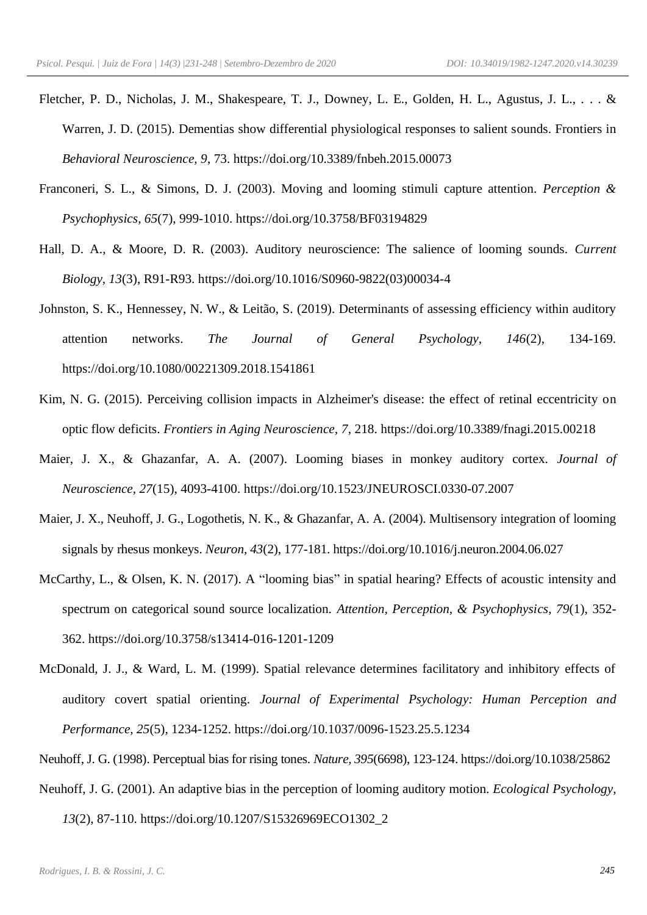Fletcher, P. D., Nicholas, J. M., Shakespeare, T. J., Downey, L. E., Golden, H. L., Agustus, J. L., . . . & Warren, J. D. (2015). Dementias show differential physiological responses to salient sounds. Frontiers in *Behavioral Neuroscience*, *9*, 73. https://doi.org/10.3389/fnbeh.2015.00073

Franconeri, S. L., & Simons, D. J. (2003). Moving and looming stimuli capture attention. *Perception & Psychophysics*, *65*(7), 999-1010. https://doi.org/10.3758/BF03194829

Hall, D. A., & Moore, D. R. (2003). Auditory neuroscience: The salience of looming sounds. *Current Biology*, *13*(3), R91-R93. https://doi.org/10.1016/S0960-9822(03)00034-4

Johnston, S. K., Hennessey, N. W., & Leitão, S. (2019). Determinants of assessing efficiency within auditory attention networks. *The Journal of General Psychology*, *146*(2), 134-169. https://doi.org/10.1080/00221309.2018.1541861

Kim, N. G. (2015). Perceiving collision impacts in Alzheimer's disease: the effect of retinal eccentricity on optic flow deficits. *Frontiers in Aging Neuroscience*, *7*, 218. https://doi.org/10.3389/fnagi.2015.00218

Maier, J. X., & Ghazanfar, A. A. (2007). Looming biases in monkey auditory cortex. *Journal of Neuroscience*, *27*(15), 4093-4100. https://doi.org/10.1523/JNEUROSCI.0330-07.2007

Maier, J. X., Neuhoff, J. G., Logothetis, N. K., & Ghazanfar, A. A. (2004). Multisensory integration of looming signals by rhesus monkeys. *Neuron*, *43*(2), 177-181. https://doi.org/10.1016/j.neuron.2004.06.027

McCarthy, L., & Olsen, K. N. (2017). A "looming bias" in spatial hearing? Effects of acoustic intensity and spectrum on categorical sound source localization. *Attention, Perception, & Psychophysics*, *79*(1), 352-362. https://doi.org/10.3758/s13414-016-1201-1209

McDonald, J. J., & Ward, L. M. (1999). Spatial relevance determines facilitatory and inhibitory effects of auditory covert spatial orienting. *Journal of Experimental Psychology: Human Perception and Performance*, *25*(5), 1234-1252. https://doi.org/10.1037/0096-1523.25.5.1234

Neuhoff, J. G. (1998). Perceptual bias for rising tones. *Nature*, *395*(6698), 123-124. https://doi.org/10.1038/25862

Neuhoff, J. G. (2001). An adaptive bias in the perception of looming auditory motion. *Ecological Psychology*, *13*(2), 87-110. https://doi.org/10.1207/S15326969ECO1302_2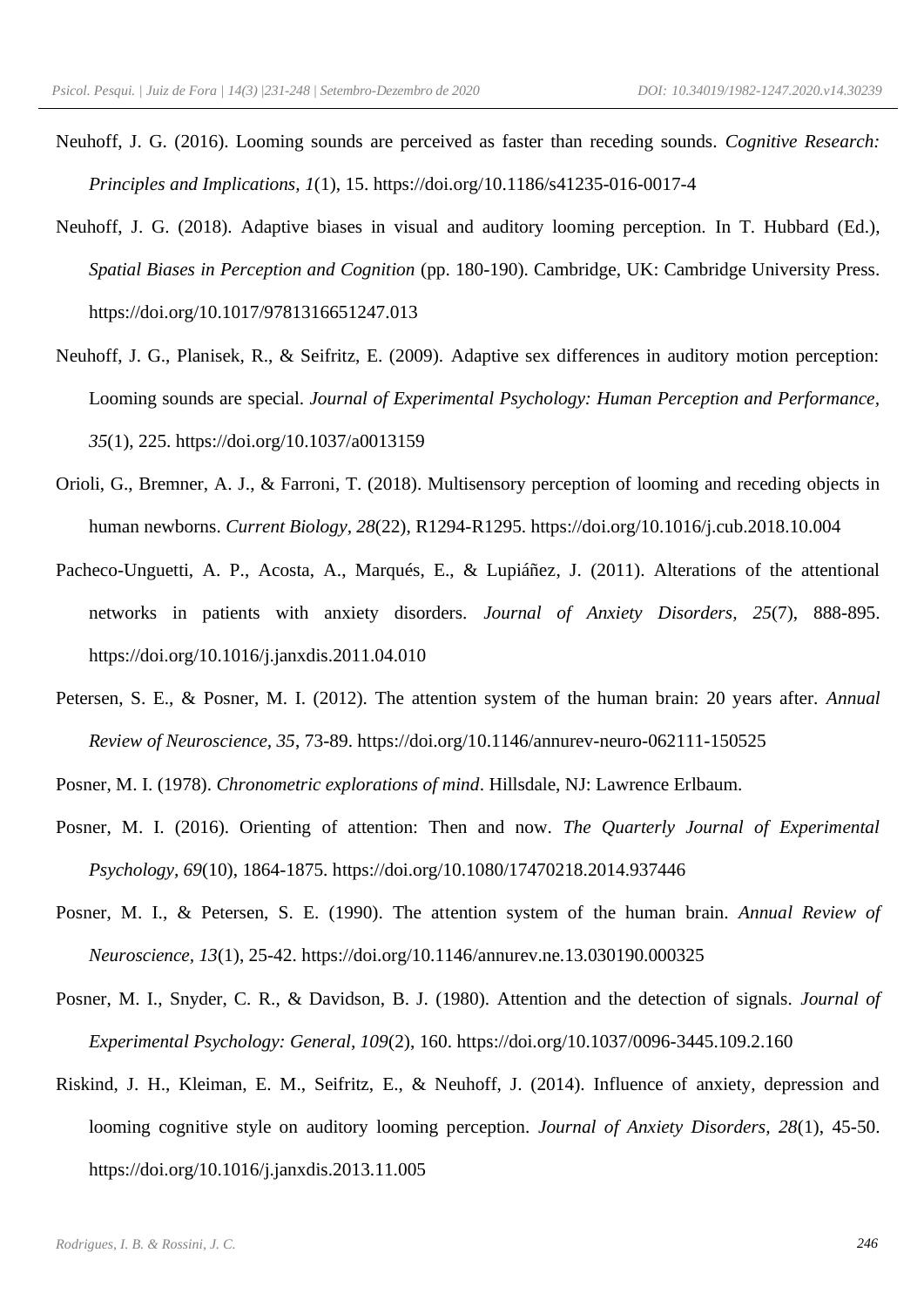Neuhoff, J. G. (2016). Looming sounds are perceived as faster than receding sounds. *Cognitive Research: Principles and Implications*, *1*(1), 15. https://doi.org/10.1186/s41235-016-0017-4

Neuhoff, J. G. (2018). Adaptive biases in visual and auditory looming perception. In T. Hubbard (Ed.), *Spatial Biases in Perception and Cognition* (pp. 180-190). Cambridge, UK: Cambridge University Press. https://doi.org/10.1017/9781316651247.013

Neuhoff, J. G., Planisek, R., & Seifritz, E. (2009). Adaptive sex differences in auditory motion perception: Looming sounds are special. *Journal of Experimental Psychology: Human Perception and Performance, 35*(1), 225. https://doi.org/10.1037/a0013159

Orioli, G., Bremner, A. J., & Farroni, T. (2018). Multisensory perception of looming and receding objects in human newborns. *Current Biology*, *28*(22), R1294-R1295. https://doi.org/10.1016/j.cub.2018.10.004

Pacheco-Unguetti, A. P., Acosta, A., Marqués, E., & Lupiáñez, J. (2011). Alterations of the attentional networks in patients with anxiety disorders. *Journal of Anxiety Disorders, 25*(7), 888-895. https://doi.org/10.1016/j.janxdis.2011.04.010

Petersen, S. E., & Posner, M. I. (2012). The attention system of the human brain: 20 years after. *Annual Review of Neuroscience*, *35*, 73-89. https://doi.org/10.1146/annurev-neuro-062111-150525

Posner, M. I. (1978). *Chronometric explorations of mind*. Hillsdale, NJ: Lawrence Erlbaum.

Posner, M. I. (2016). Orienting of attention: Then and now. *The Quarterly Journal of Experimental Psychology*, *69*(10), 1864-1875. https://doi.org/10.1080/17470218.2014.937446

Posner, M. I., & Petersen, S. E. (1990). The attention system of the human brain. *Annual Review of Neuroscience, 13*(1), 25-42. https://doi.org/10.1146/annurev.ne.13.030190.000325

Posner, M. I., Snyder, C. R., & Davidson, B. J. (1980). Attention and the detection of signals. *Journal of Experimental Psychology: General*, *109*(2), 160. https://doi.org/10.1037/0096-3445.109.2.160

Riskind, J. H., Kleiman, E. M., Seifritz, E., & Neuhoff, J. (2014). Influence of anxiety, depression and looming cognitive style on auditory looming perception. *Journal of Anxiety Disorders*, *28*(1), 45-50. https://doi.org/10.1016/j.janxdis.2013.11.005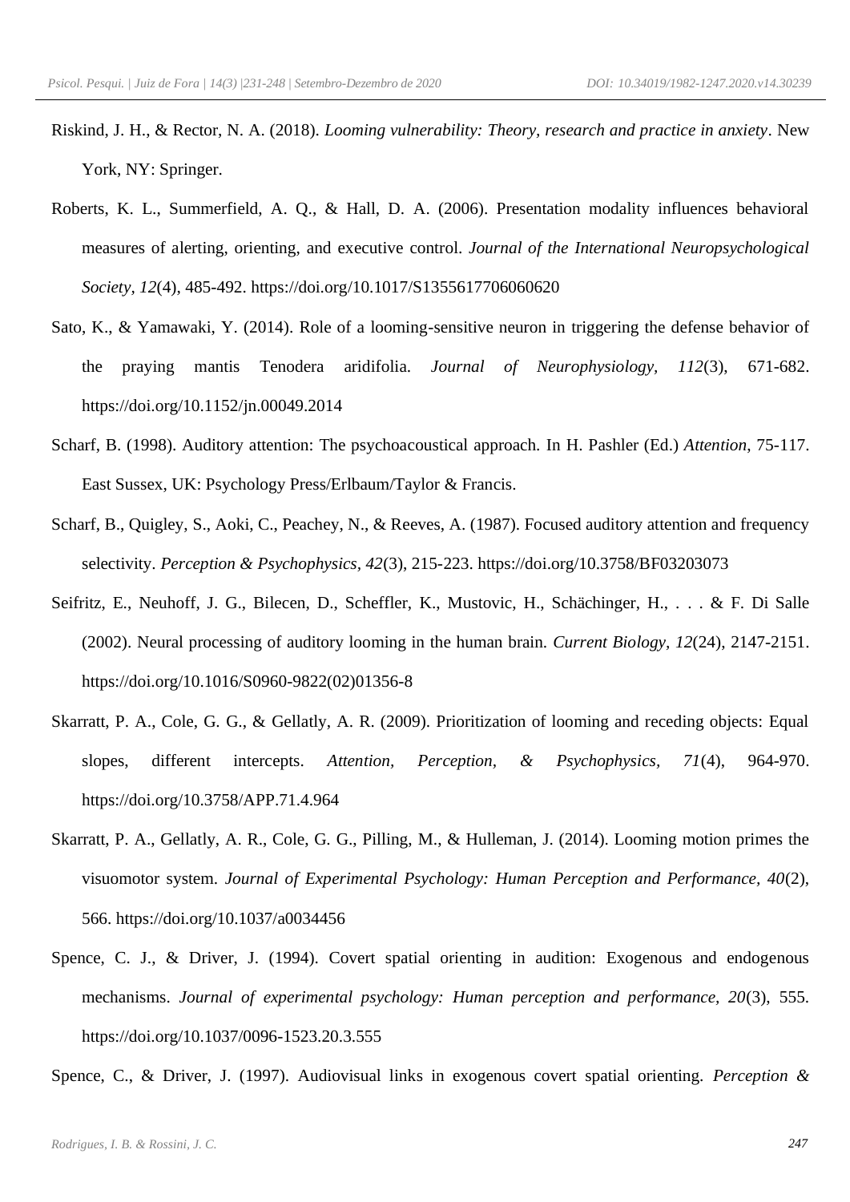Riskind, J. H., & Rector, N. A. (2018). *Looming vulnerability: Theory, research and practice in anxiety*. New York, NY: Springer.

Roberts, K. L., Summerfield, A. Q., & Hall, D. A. (2006). Presentation modality influences behavioral measures of alerting, orienting, and executive control. *Journal of the International Neuropsychological Society, 12*(4), 485-492. https://doi.org/10.1017/S1355617706060620

Sato, K., & Yamawaki, Y. (2014). Role of a looming-sensitive neuron in triggering the defense behavior of the praying mantis Tenodera aridifolia. *Journal of Neurophysiology, 112*(3), 671-682. https://doi.org/10.1152/jn.00049.2014

Scharf, B. (1998). Auditory attention: The psychoacoustical approach. In H. Pashler (Ed.) *Attention*, 75-117. East Sussex, UK: Psychology Press/Erlbaum/Taylor & Francis.

Scharf, B., Quigley, S., Aoki, C., Peachey, N., & Reeves, A. (1987). Focused auditory attention and frequency selectivity. *Perception & Psychophysics, 42*(3), 215-223. https://doi.org/10.3758/BF03203073

Seifritz, E., Neuhoff, J. G., Bilecen, D., Scheffler, K., Mustovic, H., Schächinger, H., . . . & F. Di Salle (2002). Neural processing of auditory looming in the human brain. *Current Biology, 12*(24), 2147-2151. https://doi.org/10.1016/S0960-9822(02)01356-8

Skarratt, P. A., Cole, G. G., & Gellatly, A. R. (2009). Prioritization of looming and receding objects: Equal slopes, different intercepts. *Attention, Perception, & Psychophysics, 71*(4), 964-970. https://doi.org/10.3758/APP.71.4.964

Skarratt, P. A., Gellatly, A. R., Cole, G. G., Pilling, M., & Hulleman, J. (2014). Looming motion primes the visuomotor system. *Journal of Experimental Psychology: Human Perception and Performance, 40*(2), 566. https://doi.org/10.1037/a0034456

Spence, C. J., & Driver, J. (1994). Covert spatial orienting in audition: Exogenous and endogenous mechanisms. *Journal of experimental psychology: Human perception and performance, 20*(3), 555. https://doi.org/10.1037/0096-1523.20.3.555

Spence, C., & Driver, J. (1997). Audiovisual links in exogenous covert spatial orienting. *Perception &*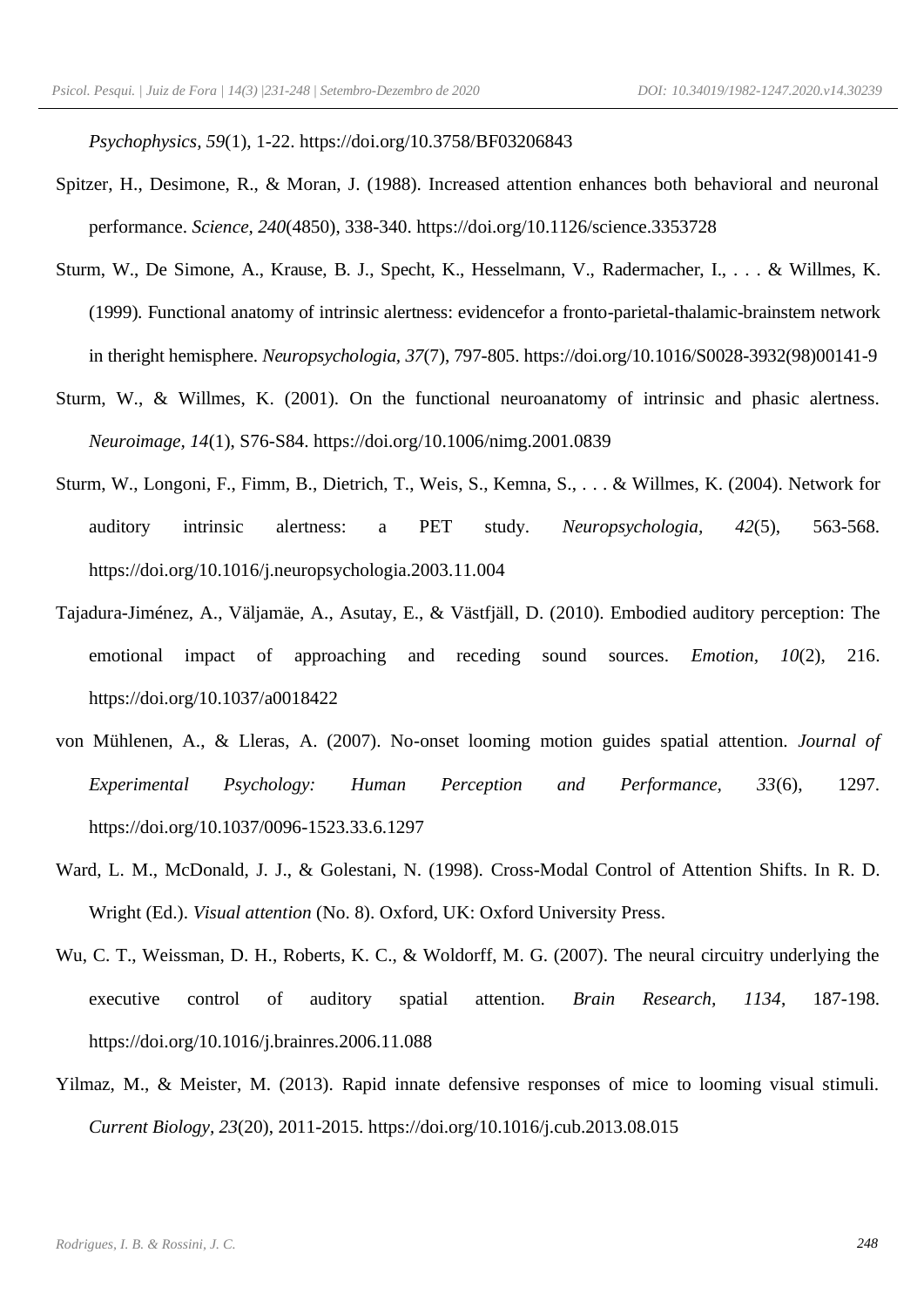*Psychophysics, 59*(1), 1-22. https://doi.org/10.3758/BF03206843

Spitzer, H., Desimone, R., & Moran, J. (1988). Increased attention enhances both behavioral and neuronal performance. *Science, 240*(4850), 338-340. https://doi.org/10.1126/science.3353728

Sturm, W., De Simone, A., Krause, B. J., Specht, K., Hesselmann, V., Radermacher, I., . . . & Willmes, K. (1999). Functional anatomy of intrinsic alertness: evidencefor a fronto-parietal-thalamic-brainstem network in theright hemisphere. *Neuropsychologia, 37*(7), 797-805. https://doi.org/10.1016/S0028-3932(98)00141-9

Sturm, W., & Willmes, K. (2001). On the functional neuroanatomy of intrinsic and phasic alertness. *Neuroimage, 14*(1), S76-S84. https://doi.org/10.1006/nimg.2001.0839

Sturm, W., Longoni, F., Fimm, B., Dietrich, T., Weis, S., Kemna, S., . . . & Willmes, K. (2004). Network for auditory intrinsic alertness: a PET study. *Neuropsychologia, 42*(5), 563-568. https://doi.org/10.1016/j.neuropsychologia.2003.11.004

Tajadura-Jiménez, A., Väljamäe, A., Asutay, E., & Västfjäll, D. (2010). Embodied auditory perception: The emotional impact of approaching and receding sound sources. *Emotion, 10*(2), 216. https://doi.org/10.1037/a0018422

von Mühlenen, A., & Lleras, A. (2007). No-onset looming motion guides spatial attention. *Journal of Experimental Psychology: Human Perception and Performance, 33*(6), 1297. https://doi.org/10.1037/0096-1523.33.6.1297

Ward, L. M., McDonald, J. J., & Golestani, N. (1998). Cross-Modal Control of Attention Shifts. In R. D. Wright (Ed.). *Visual attention* (No. 8). Oxford, UK: Oxford University Press.

Wu, C. T., Weissman, D. H., Roberts, K. C., & Woldorff, M. G. (2007). The neural circuitry underlying the executive control of auditory spatial attention. *Brain Research, 1134*, 187-198. https://doi.org/10.1016/j.brainres.2006.11.088

Yilmaz, M., & Meister, M. (2013). Rapid innate defensive responses of mice to looming visual stimuli. *Current Biology, 23*(20), 2011-2015. https://doi.org/10.1016/j.cub.2013.08.015